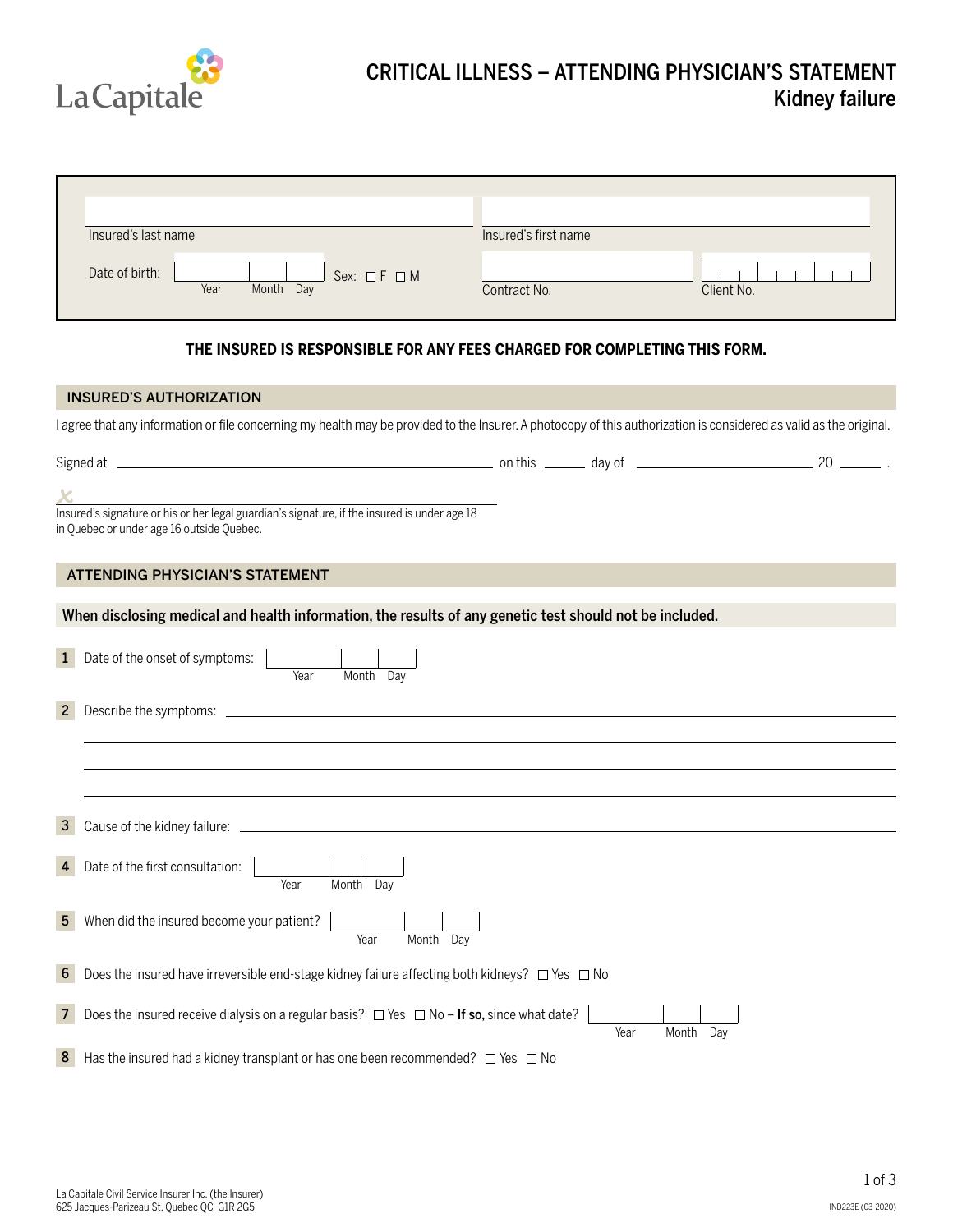La Capitale

# CRITICAL ILLNESS – ATTENDING PHYSICIAN'S STATEMENT
## Kidney failure

Insured's last name: ______________________ Insured's first name: ______________________

Date of birth: ____ Year ____ Month ____ Day Sex: ☐ F ☐ M

Contract No.: ______________________ Client No.: ______________________

**THE INSURED IS RESPONSIBLE FOR ANY FEES CHARGED FOR COMPLETING THIS FORM.**

## INSURED'S AUTHORIZATION

I agree that any information or file concerning my health may be provided to the Insurer. A photocopy of this authorization is considered as valid as the original.

Signed at ______________________ on this ______ day of ______________________ 20 ______ .

X ______________________

Insured's signature or his or her legal guardian's signature, if the insured is under age 18 in Quebec or under age 16 outside Quebec.

## ATTENDING PHYSICIAN'S STATEMENT

**When disclosing medical and health information, the results of any genetic test should not be included.**

1. Date of the onset of symptoms: ____ Year ____ Month ____ Day

2. Describe the symptoms: ______________________

3. Cause of the kidney failure: ______________________

4. Date of the first consultation: ____ Year ____ Month ____ Day

5. When did the insured become your patient? ____ Year ____ Month ____ Day

6. Does the insured have irreversible end-stage kidney failure affecting both kidneys? ☐ Yes ☐ No

7. Does the insured receive dialysis on a regular basis? ☐ Yes ☐ No – **If so,** since what date? ____ Year ____ Month ____ Day

8. Has the insured had a kidney transplant or has one been recommended? ☐ Yes ☐ No

La Capitale Civil Service Insurer Inc. (the Insurer)
625 Jacques-Parizeau St, Quebec QC G1R 2G5

IND223E (03-2020)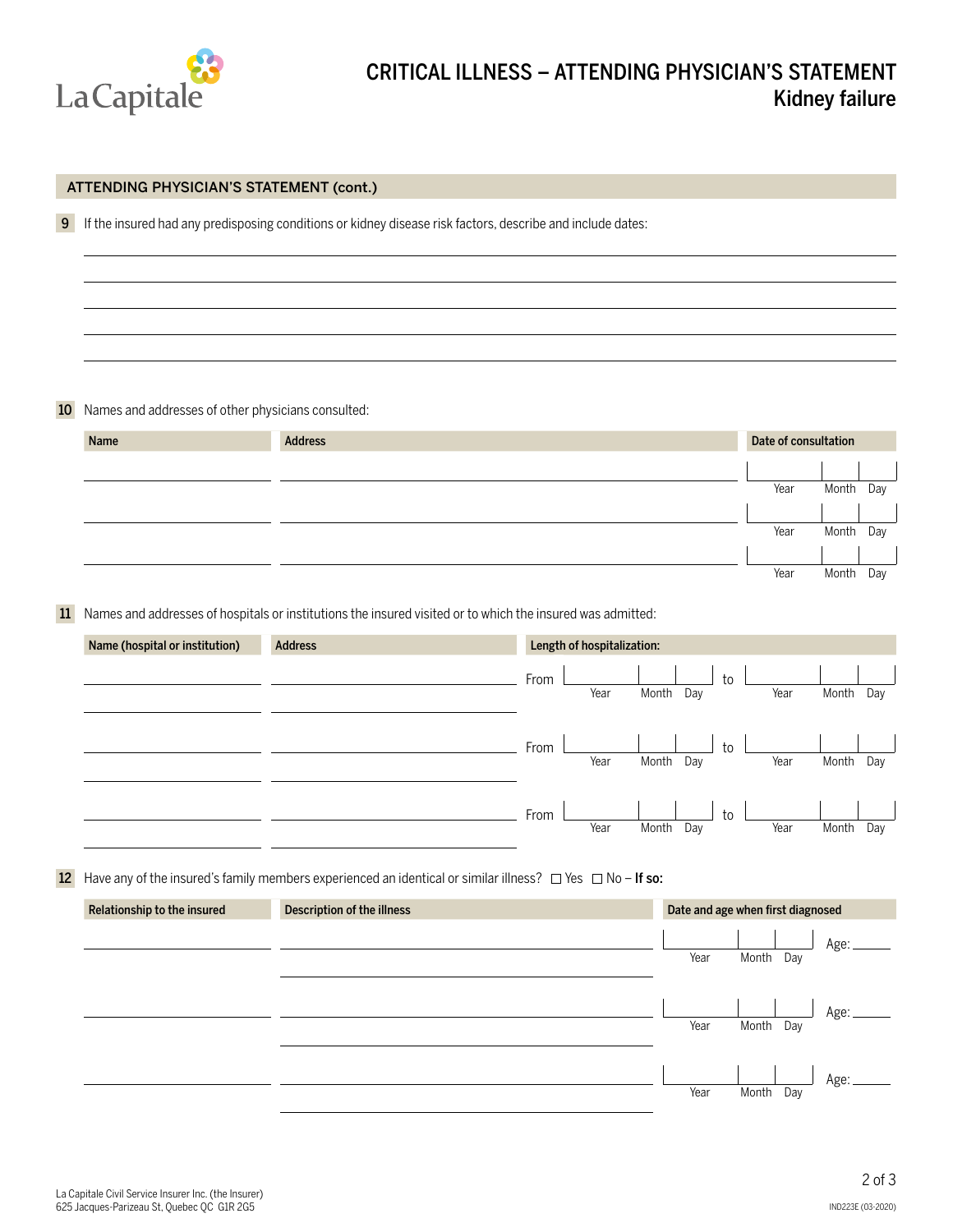# CRITICAL ILLNESS – ATTENDING PHYSICIAN'S STATEMENT
## Kidney failure

## ATTENDING PHYSICIAN'S STATEMENT (cont.)

**9** If the insured had any predisposing conditions or kidney disease risk factors, describe and include dates:

_______________________________________________

_______________________________________________

_______________________________________________

_______________________________________________

_______________________________________________

**10** Names and addresses of other physicians consulted:

| Name | Address | Date of consultation |
|---|---|---|
| | | Year / Month / Day |
| | | Year / Month / Day |
| | | Year / Month / Day |

**11** Names and addresses of hospitals or institutions the insured visited or to which the insured was admitted:

| Name (hospital or institution) | Address | Length of hospitalization: |
|---|---|---|
| | | From Year / Month / Day to Year / Month / Day |
| | | From Year / Month / Day to Year / Month / Day |
| | | From Year / Month / Day to Year / Month / Day |

**12** Have any of the insured's family members experienced an identical or similar illness? ☐ Yes ☐ No – **If so:**

| Relationship to the insured | Description of the illness | Date and age when first diagnosed |
|---|---|---|
| | | Year / Month / Day Age: ____ |
| | | Year / Month / Day Age: ____ |
| | | Year / Month / Day Age: ____ |

La Capitale Civil Service Insurer Inc. (the Insurer)
625 Jacques-Parizeau St, Quebec QC G1R 2G5

IND223E (03-2020)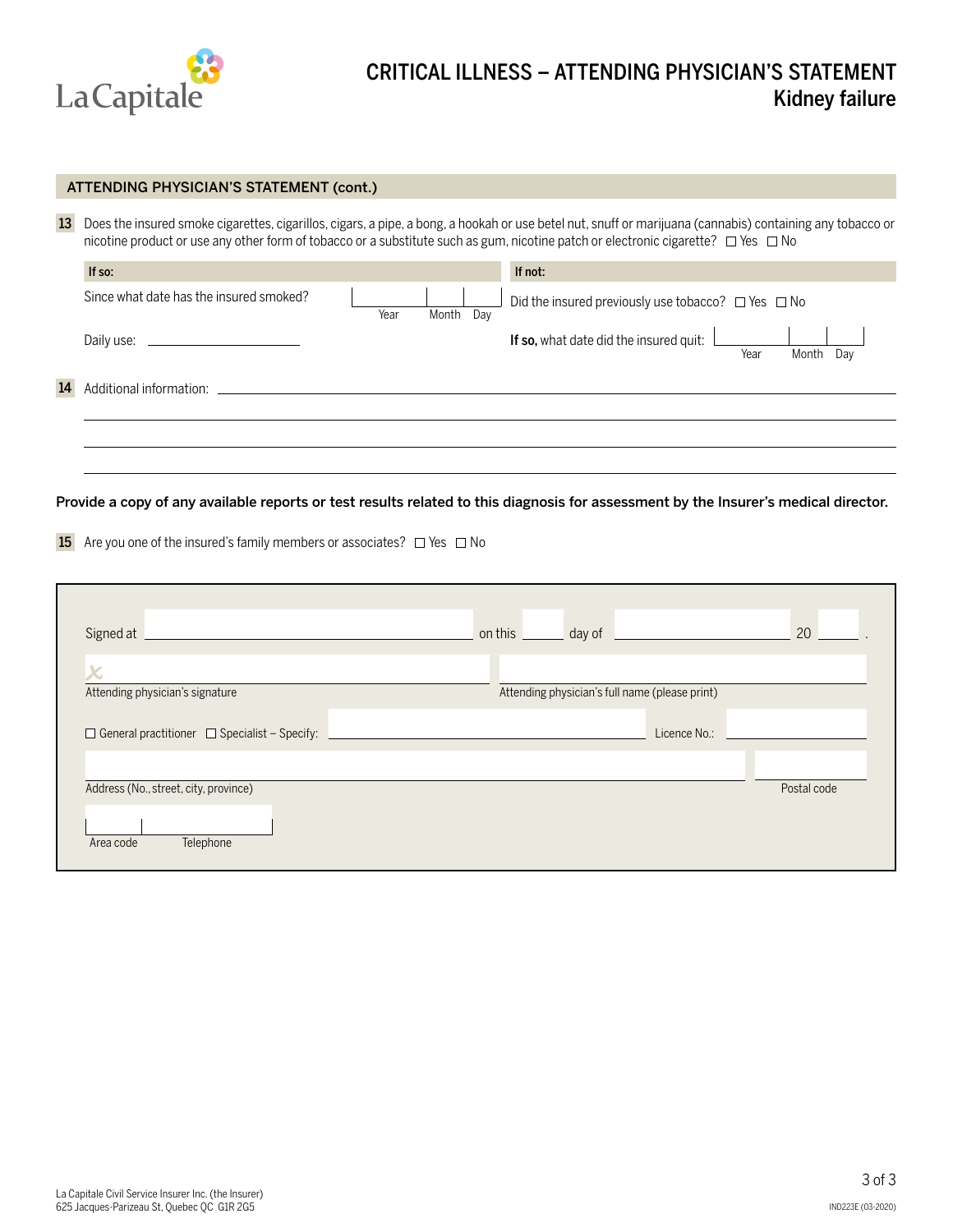# CRITICAL ILLNESS – ATTENDING PHYSICIAN'S STATEMENT
## Kidney failure

### ATTENDING PHYSICIAN'S STATEMENT (cont.)

**13** Does the insured smoke cigarettes, cigarillos, cigars, a pipe, a bong, a hookah or use betel nut, snuff or marijuana (cannabis) containing any tobacco or nicotine product or use any other form of tobacco or a substitute such as gum, nicotine patch or electronic cigarette? ☐ Yes ☐ No

| If so: | If not: |
| --- | --- |
| Since what date has the insured smoked? Year \_\_\_\_ Month \_\_\_\_ Day \_\_\_\_ | Did the insured previously use tobacco? ☐ Yes ☐ No |
| Daily use: \_\_\_\_\_\_\_\_\_\_\_\_ | **If so,** what date did the insured quit: Year \_\_\_\_ Month \_\_\_\_ Day \_\_\_\_ |

**14** Additional information: \_\_\_\_\_\_\_\_\_\_\_\_\_\_\_\_\_\_\_\_\_\_\_\_\_\_\_\_\_\_\_\_\_\_\_\_\_\_\_\_

\_\_\_\_\_\_\_\_\_\_\_\_\_\_\_\_\_\_\_\_\_\_\_\_\_\_\_\_\_\_\_\_\_\_\_\_\_\_\_\_\_\_\_\_\_\_\_\_\_\_\_\_\_\_\_\_\_\_\_\_

\_\_\_\_\_\_\_\_\_\_\_\_\_\_\_\_\_\_\_\_\_\_\_\_\_\_\_\_\_\_\_\_\_\_\_\_\_\_\_\_\_\_\_\_\_\_\_\_\_\_\_\_\_\_\_\_\_\_\_\_

\_\_\_\_\_\_\_\_\_\_\_\_\_\_\_\_\_\_\_\_\_\_\_\_\_\_\_\_\_\_\_\_\_\_\_\_\_\_\_\_\_\_\_\_\_\_\_\_\_\_\_\_\_\_\_\_\_\_\_\_

**Provide a copy of any available reports or test results related to this diagnosis for assessment by the Insurer's medical director.**

**15** Are you one of the insured's family members or associates? ☐ Yes ☐ No

Signed at \_\_\_\_\_\_\_\_\_\_\_\_\_\_\_\_\_\_\_\_ on this \_\_\_\_\_ day of \_\_\_\_\_\_\_\_\_\_\_\_ 20 \_\_\_\_\_ .

X \_\_\_\_\_\_\_\_\_\_\_\_\_\_\_\_\_\_\_\_\_\_\_\_\_\_\_\_
Attending physician's signature

\_\_\_\_\_\_\_\_\_\_\_\_\_\_\_\_\_\_\_\_\_\_\_\_\_\_\_\_
Attending physician's full name (please print)

☐ General practitioner ☐ Specialist – Specify: \_\_\_\_\_\_\_\_\_\_\_\_\_\_\_\_\_\_\_\_ Licence No.: \_\_\_\_\_\_\_\_\_\_\_\_

\_\_\_\_\_\_\_\_\_\_\_\_\_\_\_\_\_\_\_\_\_\_\_\_\_\_\_\_\_\_\_\_\_\_\_\_\_\_\_\_\_\_\_\_ \_\_\_\_\_\_\_\_\_\_\_\_
Address (No., street, city, province) Postal code

\_\_\_\_\_\_ \_\_\_\_\_\_\_\_\_\_\_\_
Area code Telephone

La Capitale Civil Service Insurer Inc. (the Insurer)
625 Jacques-Parizeau St, Quebec QC G1R 2G5

IND223E (03-2020)